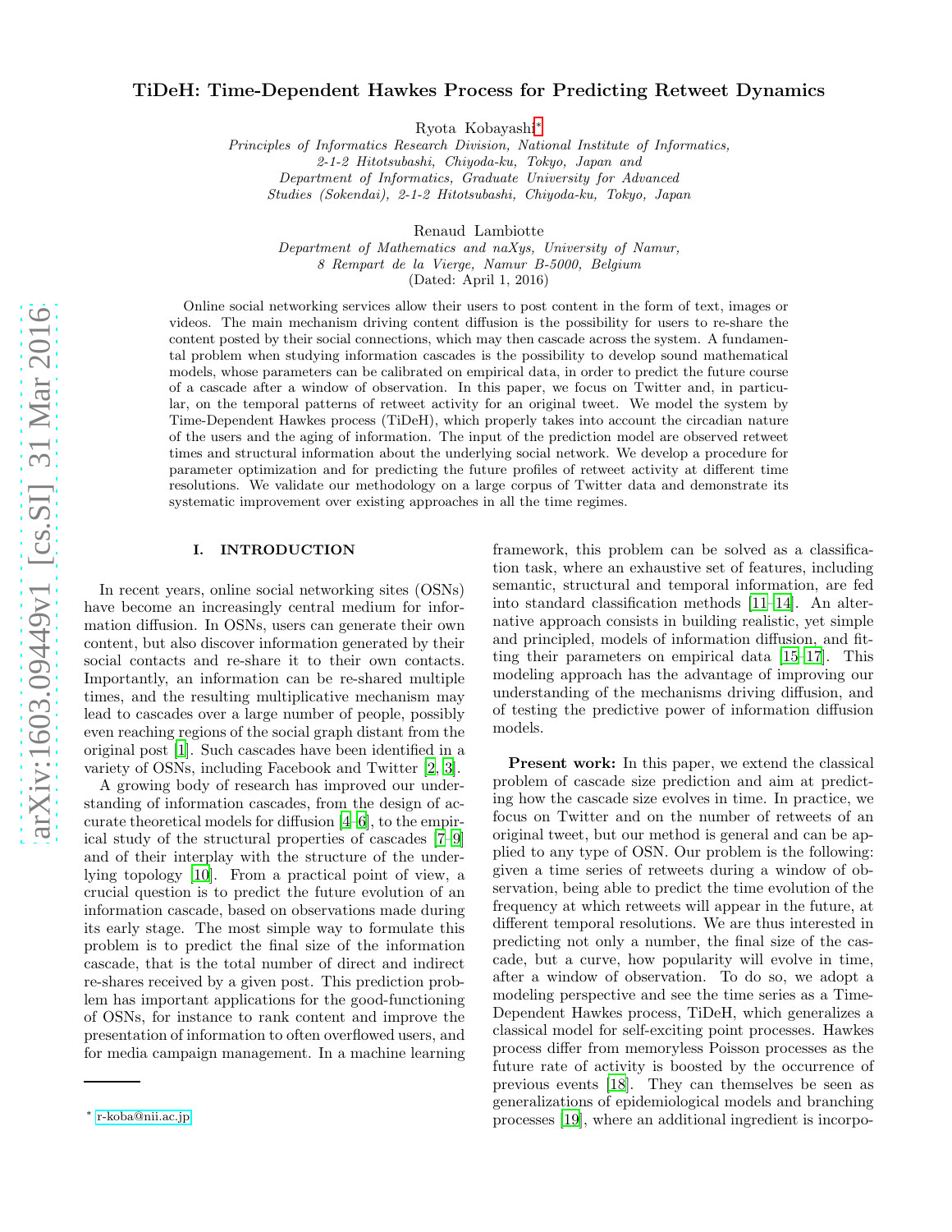# TiDeH: Time-Dependent Hawkes Process for Predicting Retweet Dynamics

Ryota Kobayashi*

*Principles of Informatics Research Division, National Institute of Informatics, 2-1-2 Hitotsubashi, Chiyoda-ku, Tokyo, Japan and Department of Informatics, Graduate University for Advanced Studies (Sokendai), 2-1-2 Hitotsubashi, Chiyoda-ku, Tokyo, Japan*

Renaud Lambiotte

*Department of Mathematics and naXys, University of Namur, 8 Rempart de la Vierge, Namur B-5000, Belgium*

(Dated: April 1, 2016)

Online social networking services allow their users to post content in the form of text, images or videos. The main mechanism driving content diffusion is the possibility for users to re-share the content posted by their social connections, which may then cascade across the system. A fundamental problem when studying information cascades is the possibility to develop sound mathematical models, whose parameters can be calibrated on empirical data, in order to predict the future course of a cascade after a window of observation. In this paper, we focus on Twitter and, in particular, on the temporal patterns of retweet activity for an original tweet. We model the system by Time-Dependent Hawkes process (TiDeH), which properly takes into account the circadian nature of the users and the aging of information. The input of the prediction model are observed retweet times and structural information about the underlying social network. We develop a procedure for parameter optimization and for predicting the future profiles of retweet activity at different time resolutions. We validate our methodology on a large corpus of Twitter data and demonstrate its systematic improvement over existing approaches in all the time regimes.

## I. INTRODUCTION

In recent years, online social networking sites (OSNs) have become an increasingly central medium for information diffusion. In OSNs, users can generate their own content, but also discover information generated by their social contacts and re-share it to their own contacts. Importantly, an information can be re-shared multiple times, and the resulting multiplicative mechanism may lead to cascades over a large number of people, possibly even reaching regions of the social graph distant from the original post [1]. Such cascades have been identified in a variety of OSNs, including Facebook and Twitter [2, 3].

A growing body of research has improved our understanding of information cascades, from the design of accurate theoretical models for diffusion [4–6], to the empirical study of the structural properties of cascades [7–9] and of their interplay with the structure of the underlying topology [10]. From a practical point of view, a crucial question is to predict the future evolution of an information cascade, based on observations made during its early stage. The most simple way to formulate this problem is to predict the final size of the information cascade, that is the total number of direct and indirect re-shares received by a given post. This prediction problem has important applications for the good-functioning of OSNs, for instance to rank content and improve the presentation of information to often overflowed users, and for media campaign management. In a machine learning framework, this problem can be solved as a classification task, where an exhaustive set of features, including semantic, structural and temporal information, are fed into standard classification methods [11–14]. An alternative approach consists in building realistic, yet simple and principled, models of information diffusion, and fitting their parameters on empirical data [15–17]. This modeling approach has the advantage of improving our understanding of the mechanisms driving diffusion, and of testing the predictive power of information diffusion models.

**Present work:** In this paper, we extend the classical problem of cascade size prediction and aim at predicting how the cascade size evolves in time. In practice, we focus on Twitter and on the number of retweets of an original tweet, but our method is general and can be applied to any type of OSN. Our problem is the following: given a time series of retweets during a window of observation, being able to predict the time evolution of the frequency at which retweets will appear in the future, at different temporal resolutions. We are thus interested in predicting not only a number, the final size of the cascade, but a curve, how popularity will evolve in time, after a window of observation. To do so, we adopt a modeling perspective and see the time series as a Time-Dependent Hawkes process, TiDeH, which generalizes a classical model for self-exciting point processes. Hawkes process differ from memoryless Poisson processes as the future rate of activity is boosted by the occurrence of previous events [18]. They can themselves be seen as generalizations of epidemiological models and branching processes [19], where an additional ingredient is incorpo-

* r-koba@nii.ac.jp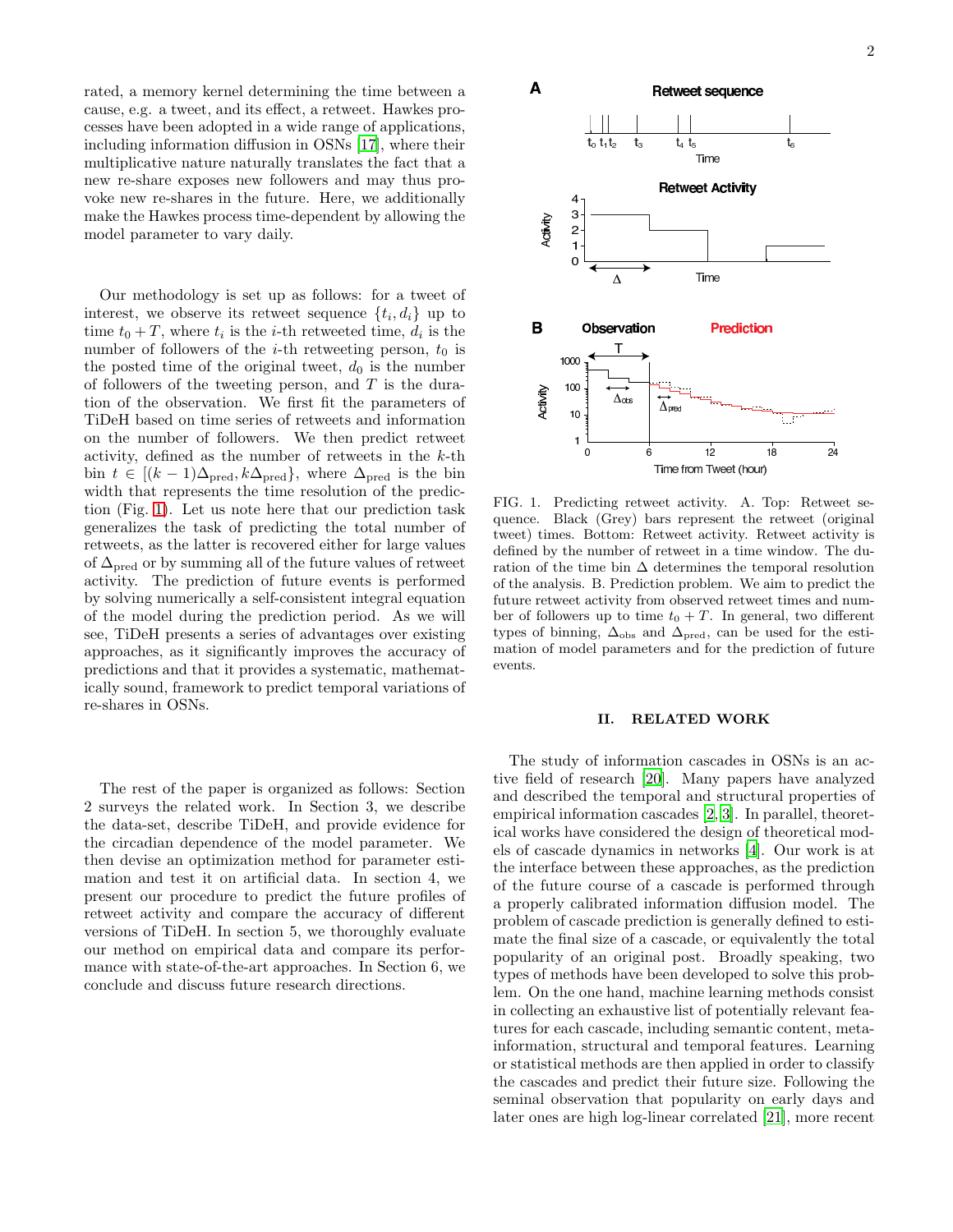rated, a memory kernel determining the time between a cause, e.g. a tweet, and its effect, a retweet. Hawkes processes have been adopted in a wide range of applications, including information diffusion in OSNs [17], where their multiplicative nature naturally translates the fact that a new re-share exposes new followers and may thus provoke new re-shares in the future. Here, we additionally make the Hawkes process time-dependent by allowing the model parameter to vary daily.

Our methodology is set up as follows: for a tweet of interest, we observe its retweet sequence $\{t_i, d_i\}$ up to time $t_0 + T$, where $t_i$ is the $i$-th retweeted time, $d_i$ is the number of followers of the $i$-th retweeting person, $t_0$ is the posted time of the original tweet, $d_0$ is the number of followers of the tweeting person, and $T$ is the duration of the observation. We first fit the parameters of TiDeH based on time series of retweets and information on the number of followers. We then predict retweet activity, defined as the number of retweets in the $k$-th bin $t \in [(k-1)\Delta_{\rm pred}, k\Delta_{\rm pred}\}$, where $\Delta_{\rm pred}$ is the bin width that represents the time resolution of the prediction (Fig. 1). Let us note here that our prediction task generalizes the task of predicting the total number of retweets, as the latter is recovered either for large values of $\Delta_{\rm pred}$ or by summing all of the future values of retweet activity. The prediction of future events is performed by solving numerically a self-consistent integral equation of the model during the prediction period. As we will see, TiDeH presents a series of advantages over existing approaches, as it significantly improves the accuracy of predictions and that it provides a systematic, mathematically sound, framework to predict temporal variations of re-shares in OSNs.

The rest of the paper is organized as follows: Section 2 surveys the related work. In Section 3, we describe the data-set, describe TiDeH, and provide evidence for the circadian dependence of the model parameter. We then devise an optimization method for parameter estimation and test it on artificial data. In section 4, we present our procedure to predict the future profiles of retweet activity and compare the accuracy of different versions of TiDeH. In section 5, we thoroughly evaluate our method on empirical data and compare its performance with state-of-the-art approaches. In Section 6, we conclude and discuss future research directions.

FIG. 1. Predicting retweet activity. A. Top: Retweet sequence. Black (Grey) bars represent the retweet (original tweet) times. Bottom: Retweet activity. Retweet activity is defined by the number of retweet in a time window. The duration of the time bin $\Delta$ determines the temporal resolution of the analysis. B. Prediction problem. We aim to predict the future retweet activity from observed retweet times and number of followers up to time $t_0 + T$. In general, two different types of binning, $\Delta_{\rm obs}$ and $\Delta_{\rm pred}$, can be used for the estimation of model parameters and for the prediction of future events.

## II. RELATED WORK

The study of information cascades in OSNs is an active field of research [20]. Many papers have analyzed and described the temporal and structural properties of empirical information cascades [2, 3]. In parallel, theoretical works have considered the design of theoretical models of cascade dynamics in networks [4]. Our work is at the interface between these approaches, as the prediction of the future course of a cascade is performed through a properly calibrated information diffusion model. The problem of cascade prediction is generally defined to estimate the final size of a cascade, or equivalently the total popularity of an original post. Broadly speaking, two types of methods have been developed to solve this problem. On the one hand, machine learning methods consist in collecting an exhaustive list of potentially relevant features for each cascade, including semantic content, meta-information, structural and temporal features. Learning or statistical methods are then applied in order to classify the cascades and predict their future size. Following the seminal observation that popularity on early days and later ones are high log-linear correlated [21], more recent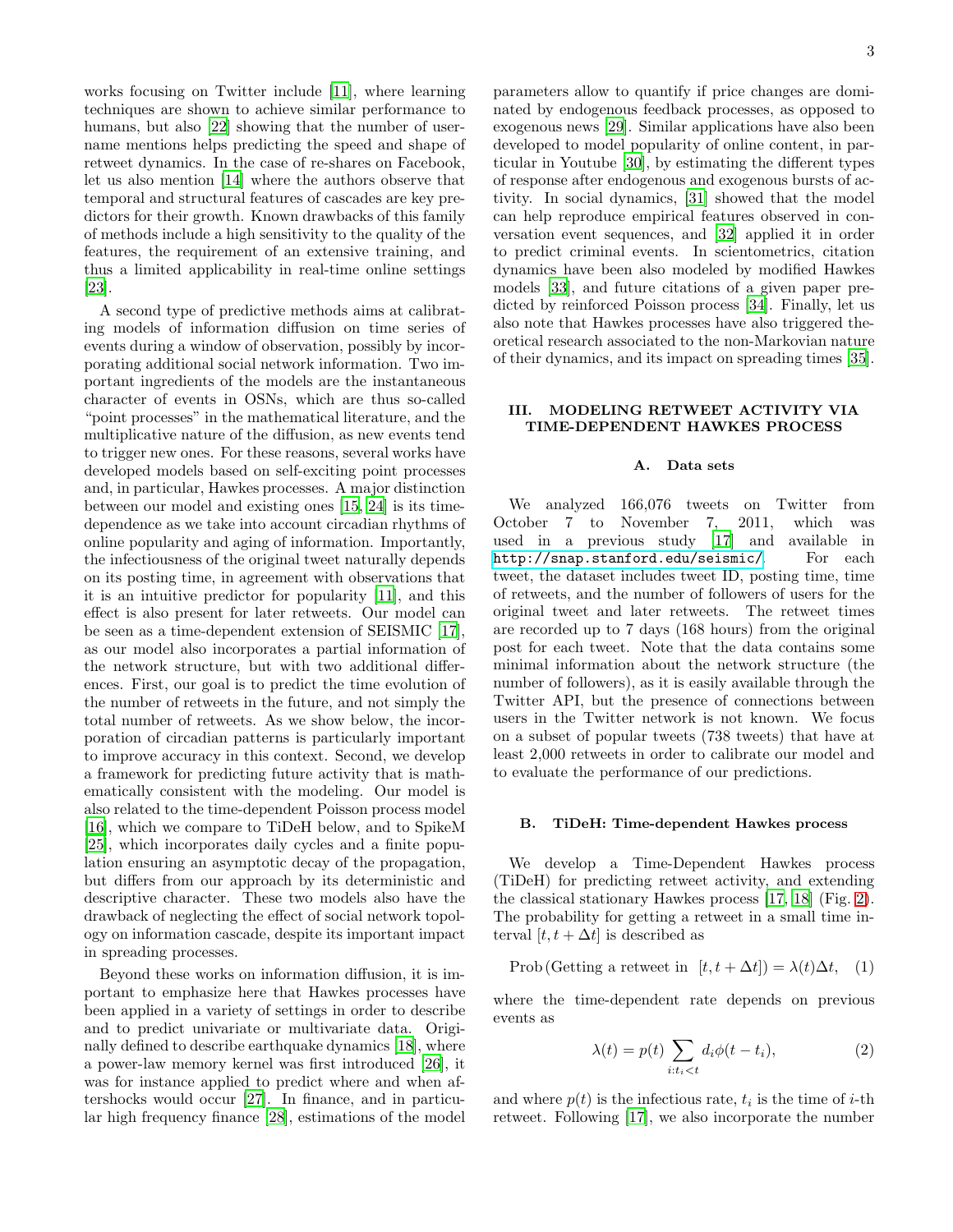works focusing on Twitter include [11], where learning techniques are shown to achieve similar performance to humans, but also [22] showing that the number of username mentions helps predicting the speed and shape of retweet dynamics. In the case of re-shares on Facebook, let us also mention [14] where the authors observe that temporal and structural features of cascades are key predictors for their growth. Known drawbacks of this family of methods include a high sensitivity to the quality of the features, the requirement of an extensive training, and thus a limited applicability in real-time online settings [23].

A second type of predictive methods aims at calibrating models of information diffusion on time series of events during a window of observation, possibly by incorporating additional social network information. Two important ingredients of the models are the instantaneous character of events in OSNs, which are thus so-called "point processes" in the mathematical literature, and the multiplicative nature of the diffusion, as new events tend to trigger new ones. For these reasons, several works have developed models based on self-exciting point processes and, in particular, Hawkes processes. A major distinction between our model and existing ones [15, 24] is its time-dependence as we take into account circadian rhythms of online popularity and aging of information. Importantly, the infectiousness of the original tweet naturally depends on its posting time, in agreement with observations that it is an intuitive predictor for popularity [11], and this effect is also present for later retweets. Our model can be seen as a time-dependent extension of SEISMIC [17], as our model also incorporates a partial information of the network structure, but with two additional differences. First, our goal is to predict the time evolution of the number of retweets in the future, and not simply the total number of retweets. As we show below, the incorporation of circadian patterns is particularly important to improve accuracy in this context. Second, we develop a framework for predicting future activity that is mathematically consistent with the modeling. Our model is also related to the time-dependent Poisson process model [16], which we compare to TiDeH below, and to SpikeM [25], which incorporates daily cycles and a finite population ensuring an asymptotic decay of the propagation, but differs from our approach by its deterministic and descriptive character. These two models also have the drawback of neglecting the effect of social network topology on information cascade, despite its important impact in spreading processes.

Beyond these works on information diffusion, it is important to emphasize here that Hawkes processes have been applied in a variety of settings in order to describe and to predict univariate or multivariate data. Originally defined to describe earthquake dynamics [18], where a power-law memory kernel was first introduced [26], it was for instance applied to predict where and when aftershocks would occur [27]. In finance, and in particular high frequency finance [28], estimations of the model parameters allow to quantify if price changes are dominated by endogenous feedback processes, as opposed to exogenous news [29]. Similar applications have also been developed to model popularity of online content, in particular in Youtube [30], by estimating the different types of response after endogenous and exogenous bursts of activity. In social dynamics, [31] showed that the model can help reproduce empirical features observed in conversation event sequences, and [32] applied it in order to predict criminal events. In scientometrics, citation dynamics have been also modeled by modified Hawkes models [33], and future citations of a given paper predicted by reinforced Poisson process [34]. Finally, let us also note that Hawkes processes have also triggered theoretical research associated to the non-Markovian nature of their dynamics, and its impact on spreading times [35].

## III. MODELING RETWEET ACTIVITY VIA TIME-DEPENDENT HAWKES PROCESS

### A. Data sets

We analyzed 166,076 tweets on Twitter from October 7 to November 7, 2011, which was used in a previous study [17] and available in http://snap.stanford.edu/seismic/. For each tweet, the dataset includes tweet ID, posting time, time of retweets, and the number of followers of users for the original tweet and later retweets. The retweet times are recorded up to 7 days (168 hours) from the original post for each tweet. Note that the data contains some minimal information about the network structure (the number of followers), as it is easily available through the Twitter API, but the presence of connections between users in the Twitter network is not known. We focus on a subset of popular tweets (738 tweets) that have at least 2,000 retweets in order to calibrate our model and to evaluate the performance of our predictions.

### B. TiDeH: Time-dependent Hawkes process

We develop a Time-Dependent Hawkes process (TiDeH) for predicting retweet activity, and extending the classical stationary Hawkes process [17, 18] (Fig. 2). The probability for getting a retweet in a small time interval $[t, t + \Delta t]$ is described as

$$\text{Prob}\left(\text{Getting a retweet in } [t, t + \Delta t]\right) = \lambda(t)\Delta t, \quad (1)$$

where the time-dependent rate depends on previous events as

$$\lambda(t) = p(t) \sum_{i: t_i < t} d_i \phi(t - t_i), \quad (2)$$

and where $p(t)$ is the infectious rate, $t_i$ is the time of $i$-th retweet. Following [17], we also incorporate the number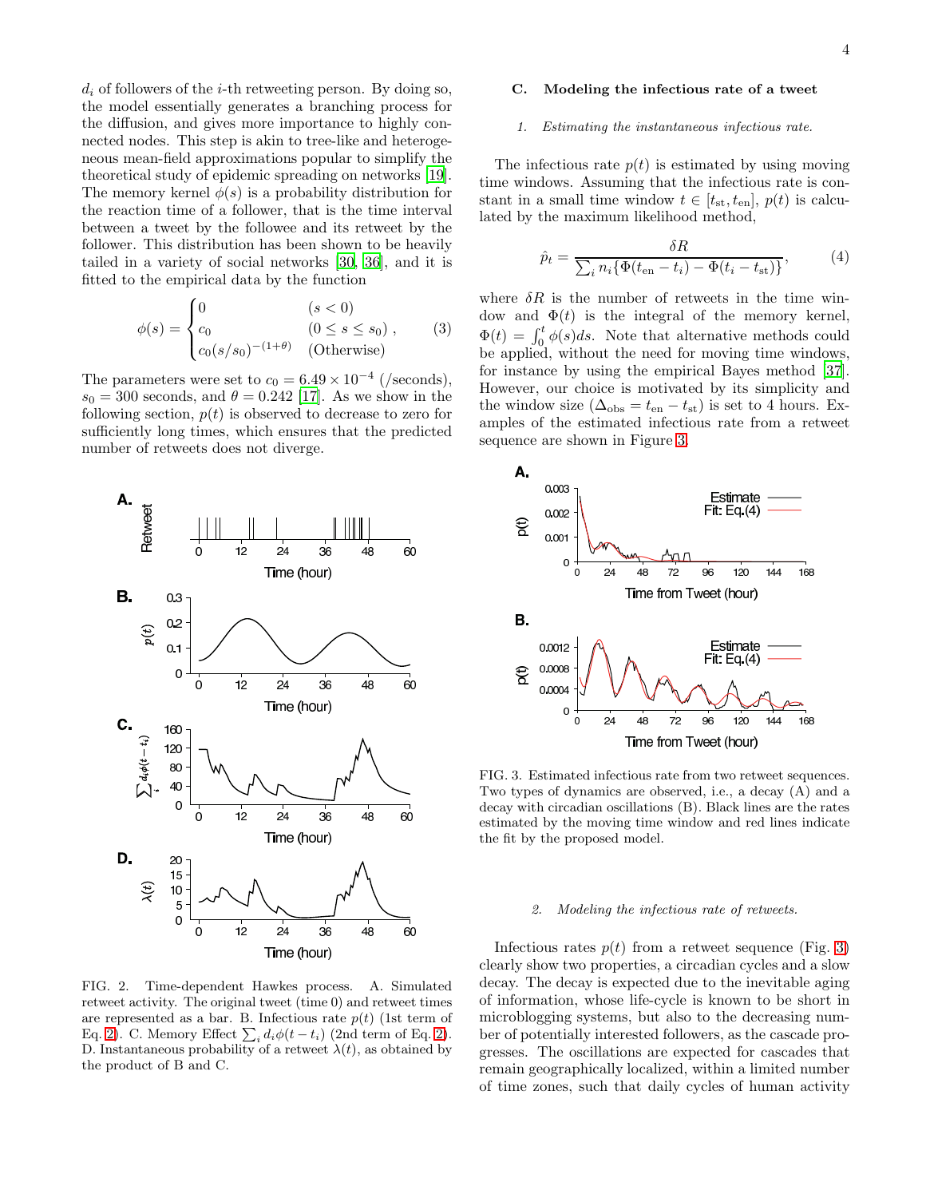$d_i$ of followers of the $i$-th retweeting person. By doing so, the model essentially generates a branching process for the diffusion, and gives more importance to highly connected nodes. This step is akin to tree-like and heterogeneous mean-field approximations popular to simplify the theoretical study of epidemic spreading on networks [19]. The memory kernel $\phi(s)$ is a probability distribution for the reaction time of a follower, that is the time interval between a tweet by the followee and its retweet by the follower. This distribution has been shown to be heavily tailed in a variety of social networks [30, 36], and it is fitted to the empirical data by the function

$$\phi(s) = \begin{cases} 0 & (s < 0) \\ c_0 & (0 \le s \le s_0) \\ c_0 (s/s_0)^{-(1+\theta)} & (\text{Otherwise}) \end{cases}, \quad (3)$$

The parameters were set to $c_0 = 6.49 \times 10^{-4}$ (/seconds), $s_0 = 300$ seconds, and $\theta = 0.242$ [17]. As we show in the following section, $p(t)$ is observed to decrease to zero for sufficiently long times, which ensures that the predicted number of retweets does not diverge.

FIG. 2. Time-dependent Hawkes process. A. Simulated retweet activity. The original tweet (time 0) and retweet times are represented as a bar. B. Infectious rate $p(t)$ (1st term of Eq. 2). C. Memory Effect $\sum_i d_i \phi(t - t_i)$ (2nd term of Eq. 2). D. Instantaneous probability of a retweet $\lambda(t)$, as obtained by the product of B and C.

### C. Modeling the infectious rate of a tweet

#### 1. Estimating the instantaneous infectious rate.

The infectious rate $p(t)$ is estimated by using moving time windows. Assuming that the infectious rate is constant in a small time window $t \in [t_{\rm st}, t_{\rm en}]$, $p(t)$ is calculated by the maximum likelihood method,

$$\hat{p}_t = \frac{\delta R}{\sum_i n_i \{\Phi(t_{\rm en} - t_i) - \Phi(t_i - t_{\rm st})\}}, \quad (4)$$

where $\delta R$ is the number of retweets in the time window and $\Phi(t)$ is the integral of the memory kernel, $\Phi(t) = \int_0^t \phi(s) ds$. Note that alternative methods could be applied, without the need for moving time windows, for instance by using the empirical Bayes method [37]. However, our choice is motivated by its simplicity and the window size ($\Delta_{\rm obs} = t_{\rm en} - t_{\rm st}$) is set to 4 hours. Examples of the estimated infectious rate from a retweet sequence are shown in Figure 3.

FIG. 3. Estimated infectious rate from two retweet sequences. Two types of dynamics are observed, i.e., a decay (A) and a decay with circadian oscillations (B). Black lines are the rates estimated by the moving time window and red lines indicate the fit by the proposed model.

#### 2. Modeling the infectious rate of retweets.

Infectious rates $p(t)$ from a retweet sequence (Fig. 3) clearly show two properties, a circadian cycles and a slow decay. The decay is expected due to the inevitable aging of information, whose life-cycle is known to be short in microblogging systems, but also to the decreasing number of potentially interested followers, as the cascade progresses. The oscillations are expected for cascades that remain geographically localized, within a limited number of time zones, such that daily cycles of human activity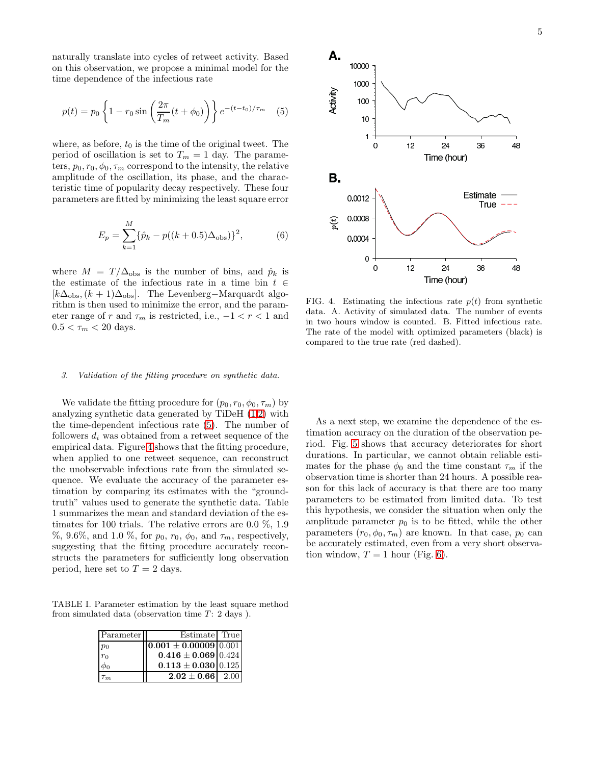naturally translate into cycles of retweet activity. Based on this observation, we propose a minimal model for the time dependence of the infectious rate

$$p(t) = p_0 \left\{ 1 - r_0 \sin\left( \frac{2\pi}{T_m}(t + \phi_0) \right) \right\} e^{-(t-t_0)/\tau_m} \quad (5)$$

where, as before, $t_0$ is the time of the original tweet. The period of oscillation is set to $T_m = 1$ day. The parameters, $p_0, r_0, \phi_0, \tau_m$ correspond to the intensity, the relative amplitude of the oscillation, its phase, and the characteristic time of popularity decay respectively. These four parameters are fitted by minimizing the least square error

$$E_p = \sum_{k=1}^{M} \{\hat{p}_k - p((k + 0.5)\Delta_{\rm obs})\}^2, \quad (6)$$

where $M = T/\Delta_{\rm obs}$ is the number of bins, and $\hat{p}_k$ is the estimate of the infectious rate in a time bin $t \in [k\Delta_{\rm obs}, (k+1)\Delta_{\rm obs}]$. The Levenberg−Marquardt algorithm is then used to minimize the error, and the parameter range of $r$ and $\tau_m$ is restricted, i.e., $-1 < r < 1$ and $0.5 < \tau_m < 20$ days.

#### 3. *Validation of the fitting procedure on synthetic data.*

We validate the fitting procedure for $(p_0, r_0, \phi_0, \tau_m)$ by analyzing synthetic data generated by TiDeH (1,2) with the time-dependent infectious rate (5). The number of followers $d_i$ was obtained from a retweet sequence of the empirical data. Figure 4 shows that the fitting procedure, when applied to one retweet sequence, can reconstruct the unobservable infectious rate from the simulated sequence. We evaluate the accuracy of the parameter estimation by comparing its estimates with the "ground-truth" values used to generate the synthetic data. Table 1 summarizes the mean and standard deviation of the estimates for 100 trials. The relative errors are 0.0 %, 1.9 %, 9.6%, and 1.0 %, for $p_0$, $r_0$, $\phi_0$, and $\tau_m$, respectively, suggesting that the fitting procedure accurately reconstructs the parameters for sufficiently long observation period, here set to $T = 2$ days.

TABLE I. Parameter estimation by the least square method from simulated data (observation time $T$: 2 days ).

| Parameter | Estimate | True |
|---|---|---|
| $p_0$ | $\mathbf{0.001 \pm 0.00009}$ | 0.001 |
| $r_0$ | $\mathbf{0.416 \pm 0.069}$ | 0.424 |
| $\phi_0$ | $\mathbf{0.113 \pm 0.030}$ | 0.125 |
| $\tau_m$ | $\mathbf{2.02 \pm 0.66}$ | 2.00 |

FIG. 4. Estimating the infectious rate $p(t)$ from synthetic data. A. Activity of simulated data. The number of events in two hours window is counted. B. Fitted infectious rate. The rate of the model with optimized parameters (black) is compared to the true rate (red dashed).

As a next step, we examine the dependence of the estimation accuracy on the duration of the observation period. Fig. 5 shows that accuracy deteriorates for short durations. In particular, we cannot obtain reliable estimates for the phase $\phi_0$ and the time constant $\tau_m$ if the observation time is shorter than 24 hours. A possible reason for this lack of accuracy is that there are too many parameters to be estimated from limited data. To test this hypothesis, we consider the situation when only the amplitude parameter $p_0$ is to be fitted, while the other parameters $(r_0, \phi_0, \tau_m)$ are known. In that case, $p_0$ can be accurately estimated, even from a very short observation window, $T = 1$ hour (Fig. 6).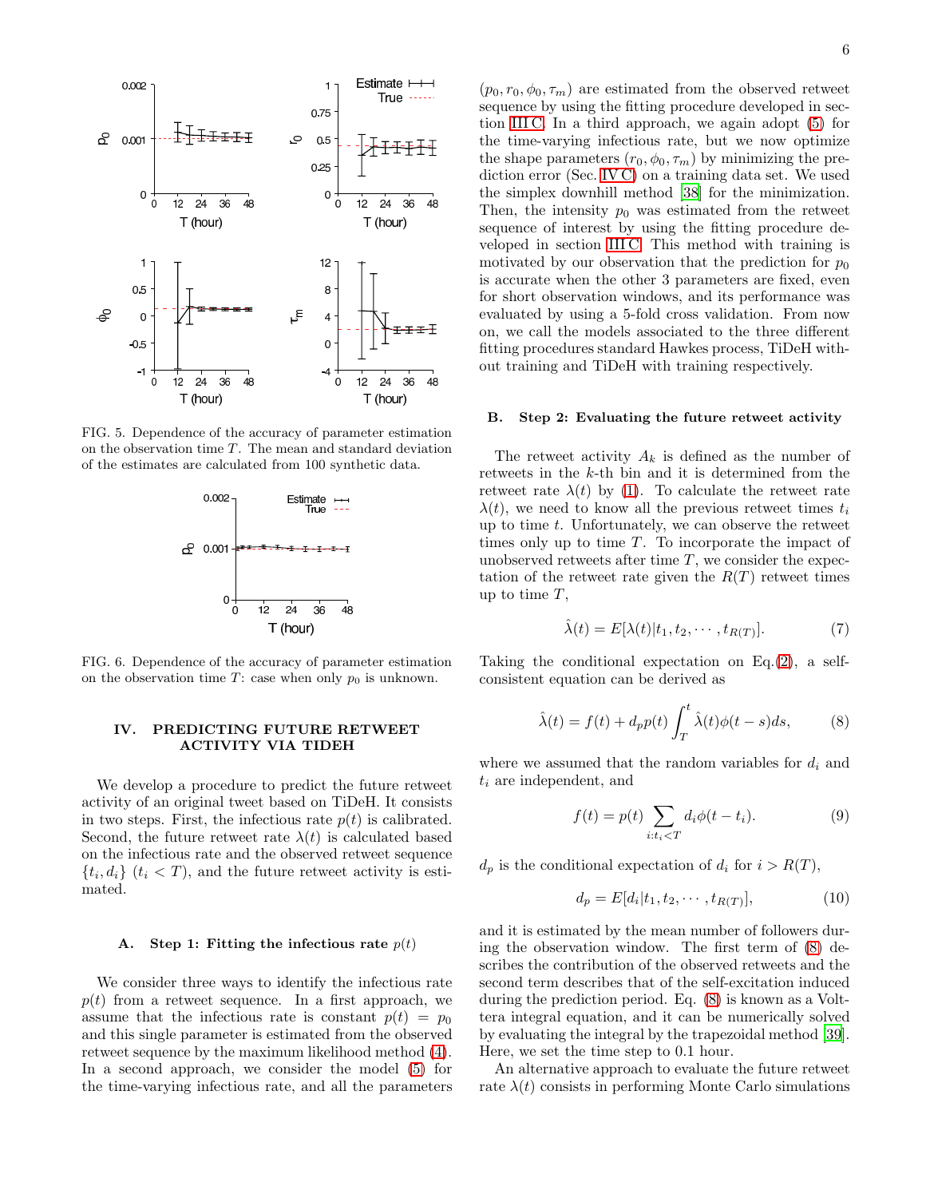FIG. 5. Dependence of the accuracy of parameter estimation on the observation time $T$. The mean and standard deviation of the estimates are calculated from 100 synthetic data.

FIG. 6. Dependence of the accuracy of parameter estimation on the observation time $T$: case when only $p_0$ is unknown.

## IV. PREDICTING FUTURE RETWEET ACTIVITY VIA TIDEH

We develop a procedure to predict the future retweet activity of an original tweet based on TiDeH. It consists in two steps. First, the infectious rate $p(t)$ is calibrated. Second, the future retweet rate $\lambda(t)$ is calculated based on the infectious rate and the observed retweet sequence $\{t_i, d_i\}$ $(t_i < T)$, and the future retweet activity is estimated.

### A. Step 1: Fitting the infectious rate $p(t)$

We consider three ways to identify the infectious rate $p(t)$ from a retweet sequence. In a first approach, we assume that the infectious rate is constant $p(t) = p_0$ and this single parameter is estimated from the observed retweet sequence by the maximum likelihood method (4). In a second approach, we consider the model (5) for the time-varying infectious rate, and all the parameters $(p_0, r_0, \phi_0, \tau_m)$ are estimated from the observed retweet sequence by using the fitting procedure developed in section III C. In a third approach, we again adopt (5) for the time-varying infectious rate, but we now optimize the shape parameters $(r_0, \phi_0, \tau_m)$ by minimizing the prediction error (Sec. IV C) on a training data set. We used the simplex downhill method [38] for the minimization. Then, the intensity $p_0$ was estimated from the retweet sequence of interest by using the fitting procedure developed in section III C. This method with training is motivated by our observation that the prediction for $p_0$ is accurate when the other 3 parameters are fixed, even for short observation windows, and its performance was evaluated by using a 5-fold cross validation. From now on, we call the models associated to the three different fitting procedures standard Hawkes process, TiDeH without training and TiDeH with training respectively.

### B. Step 2: Evaluating the future retweet activity

The retweet activity $A_k$ is defined as the number of retweets in the $k$-th bin and it is determined from the retweet rate $\lambda(t)$ by (1). To calculate the retweet rate $\lambda(t)$, we need to know all the previous retweet times $t_i$ up to time $t$. Unfortunately, we can observe the retweet times only up to time $T$. To incorporate the impact of unobserved retweets after time $T$, we consider the expectation of the retweet rate given the $R(T)$ retweet times up to time $T$,

$$\hat{\lambda}(t) = E[\lambda(t)|t_1, t_2, \cdots, t_{R(T)}]. \tag{7}$$

Taking the conditional expectation on Eq.(2), a self-consistent equation can be derived as

$$\hat{\lambda}(t) = f(t) + d_p p(t) \int_T^t \hat{\lambda}(t)\phi(t-s)ds, \tag{8}$$

where we assumed that the random variables for $d_i$ and $t_i$ are independent, and

$$f(t) = p(t) \sum_{i:t_i<T} d_i \phi(t - t_i). \tag{9}$$

$d_p$ is the conditional expectation of $d_i$ for $i > R(T)$,

$$d_p = E[d_i|t_1, t_2, \cdots, t_{R(T)}], \tag{10}$$

and it is estimated by the mean number of followers during the observation window. The first term of (8) describes the contribution of the observed retweets and the second term describes that of the self-excitation induced during the prediction period. Eq. (8) is known as a Volttera integral equation, and it can be numerically solved by evaluating the integral by the trapezoidal method [39]. Here, we set the time step to 0.1 hour.

An alternative approach to evaluate the future retweet rate $\lambda(t)$ consists in performing Monte Carlo simulations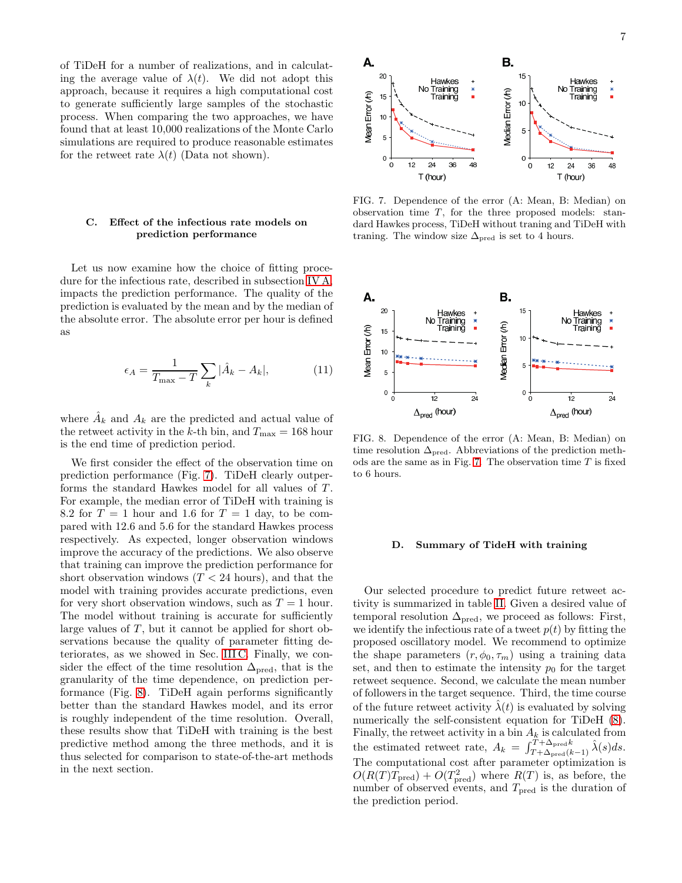of TiDeH for a number of realizations, and in calculating the average value of $\lambda(t)$. We did not adopt this approach, because it requires a high computational cost to generate sufficiently large samples of the stochastic process. When comparing the two approaches, we have found that at least 10,000 realizations of the Monte Carlo simulations are required to produce reasonable estimates for the retweet rate $\lambda(t)$ (Data not shown).

### C. Effect of the infectious rate models on prediction performance

Let us now examine how the choice of fitting procedure for the infectious rate, described in subsection IV A, impacts the prediction performance. The quality of the prediction is evaluated by the mean and by the median of the absolute error. The absolute error per hour is defined as

$$\epsilon_A = \frac{1}{T_{\max} - T} \sum_k |\hat{A}_k - A_k|, \tag{11}$$

where $\hat{A}_k$ and $A_k$ are the predicted and actual value of the retweet activity in the $k$-th bin, and $T_{\max} = 168$ hour is the end time of prediction period.

We first consider the effect of the observation time on prediction performance (Fig. 7). TiDeH clearly outperforms the standard Hawkes model for all values of $T$. For example, the median error of TiDeH with training is 8.2 for $T = 1$ hour and 1.6 for $T = 1$ day, to be compared with 12.6 and 5.6 for the standard Hawkes process respectively. As expected, longer observation windows improve the accuracy of the predictions. We also observe that training can improve the prediction performance for short observation windows ($T < 24$ hours), and that the model with training provides accurate predictions, even for very short observation windows, such as $T = 1$ hour. The model without training is accurate for sufficiently large values of $T$, but it cannot be applied for short observations because the quality of parameter fitting deteriorates, as we showed in Sec. III C. Finally, we consider the effect of the time resolution $\Delta_{\text{pred}}$, that is the granularity of the time dependence, on prediction performance (Fig. 8). TiDeH again performs significantly better than the standard Hawkes model, and its error is roughly independent of the time resolution. Overall, these results show that TiDeH with training is the best predictive method among the three methods, and it is thus selected for comparison to state-of-the-art methods in the next section.

FIG. 7. Dependence of the error (A: Mean, B: Median) on observation time $T$, for the three proposed models: standard Hawkes process, TiDeH without traning and TiDeH with traning. The window size $\Delta_{\text{pred}}$ is set to 4 hours.

FIG. 8. Dependence of the error (A: Mean, B: Median) on time resolution $\Delta_{\text{pred}}$. Abbreviations of the prediction methods are the same as in Fig. 7. The observation time $T$ is fixed to 6 hours.

### D. Summary of TideH with training

Our selected procedure to predict future retweet activity is summarized in table II. Given a desired value of temporal resolution $\Delta_{\text{pred}}$, we proceed as follows: First, we identify the infectious rate of a tweet $p(t)$ by fitting the proposed oscillatory model. We recommend to optimize the shape parameters $(r, \phi_0, \tau_m)$ using a training data set, and then to estimate the intensity $p_0$ for the target retweet sequence. Second, we calculate the mean number of followers in the target sequence. Third, the time course of the future retweet activity $\hat{\lambda}(t)$ is evaluated by solving numerically the self-consistent equation for TiDeH (8). Finally, the retweet activity in a bin $A_k$ is calculated from the estimated retweet rate, $A_k = \int_{T+\Delta_{\text{pred}}(k-1)}^{T+\Delta_{\text{pred}}k} \hat{\lambda}(s)ds$. The computational cost after parameter optimization is $O(R(T)T_{\text{pred}}) + O(T_{\text{pred}}^2)$ where $R(T)$ is, as before, the number of observed events, and $T_{\text{pred}}$ is the duration of the prediction period.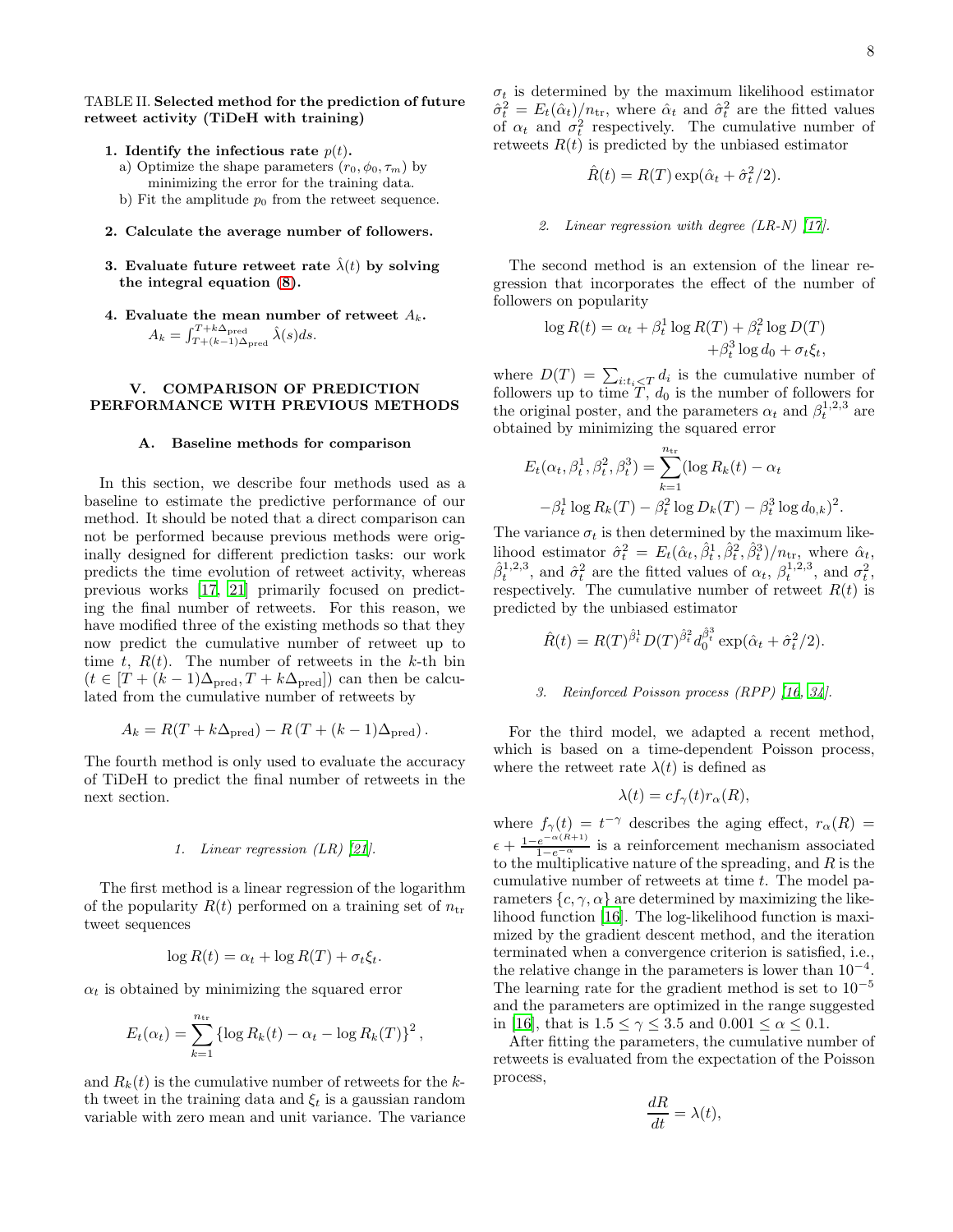TABLE II. **Selected method for the prediction of future retweet activity (TiDeH with training)**

1. **Identify the infectious rate $p(t)$.**
   a) Optimize the shape parameters $(r_0, \phi_0, \tau_m)$ by minimizing the error for the training data.
   b) Fit the amplitude $p_0$ from the retweet sequence.

2. **Calculate the average number of followers.**

3. **Evaluate future retweet rate $\hat{\lambda}(t)$ by solving the integral equation (8).**

4. **Evaluate the mean number of retweet $A_k$.**
   $A_k = \int_{T+(k-1)\Delta_{\rm pred}}^{T+k\Delta_{\rm pred}} \hat{\lambda}(s)ds.$

## V. COMPARISON OF PREDICTION PERFORMANCE WITH PREVIOUS METHODS

### A. Baseline methods for comparison

In this section, we describe four methods used as a baseline to estimate the predictive performance of our method. It should be noted that a direct comparison can not be performed because previous methods were originally designed for different prediction tasks: our work predicts the time evolution of retweet activity, whereas previous works [17, 21] primarily focused on predicting the final number of retweets. For this reason, we have modified three of the existing methods so that they now predict the cumulative number of retweet up to time $t$, $R(t)$. The number of retweets in the $k$-th bin ($t \in [T+(k-1)\Delta_{\rm pred}, T+k\Delta_{\rm pred}]$) can then be calculated from the cumulative number of retweets by

$$A_k = R(T+k\Delta_{\rm pred}) - R\left(T+(k-1)\Delta_{\rm pred}\right).$$

The fourth method is only used to evaluate the accuracy of TiDeH to predict the final number of retweets in the next section.

#### 1. Linear regression (LR) [21].

The first method is a linear regression of the logarithm of the popularity $R(t)$ performed on a training set of $n_{\rm tr}$ tweet sequences

$$\log R(t) = \alpha_t + \log R(T) + \sigma_t \xi_t.$$

$\alpha_t$ is obtained by minimizing the squared error

$$E_t(\alpha_t) = \sum_{k=1}^{n_{\rm tr}} \left\{\log R_k(t) - \alpha_t - \log R_k(T)\right\}^2,$$

and $R_k(t)$ is the cumulative number of retweets for the $k$-th tweet in the training data and $\xi_t$ is a gaussian random variable with zero mean and unit variance. The variance $\sigma_t$ is determined by the maximum likelihood estimator $\hat{\sigma}_t^2 = E_t(\hat{\alpha}_t)/n_{\rm tr}$, where $\hat{\alpha}_t$ and $\hat{\sigma}_t^2$ are the fitted values of $\alpha_t$ and $\sigma_t^2$ respectively. The cumulative number of retweets $R(t)$ is predicted by the unbiased estimator

$$\hat{R}(t) = R(T)\exp(\hat{\alpha}_t + \hat{\sigma}_t^2/2).$$

#### 2. Linear regression with degree (LR-N) [17].

The second method is an extension of the linear regression that incorporates the effect of the number of followers on popularity

$$\log R(t) = \alpha_t + \beta_t^1 \log R(T) + \beta_t^2 \log D(T) + \beta_t^3 \log d_0 + \sigma_t \xi_t,$$

where $D(T) = \sum_{i:t_i<T} d_i$ is the cumulative number of followers up to time $T$, $d_0$ is the number of followers for the original poster, and the parameters $\alpha_t$ and $\beta_t^{1,2,3}$ are obtained by minimizing the squared error

$$E_t(\alpha_t, \beta_t^1, \beta_t^2, \beta_t^3) = \sum_{k=1}^{n_{\rm tr}} (\log R_k(t) - \alpha_t - \beta_t^1 \log R_k(T) - \beta_t^2 \log D_k(T) - \beta_t^3 \log d_{0,k})^2.$$

The variance $\sigma_t$ is then determined by the maximum likelihood estimator $\hat{\sigma}_t^2 = E_t(\hat{\alpha}_t, \hat{\beta}_t^1, \hat{\beta}_t^2, \hat{\beta}_t^3)/n_{\rm tr}$, where $\hat{\alpha}_t$, $\hat{\beta}_t^{1,2,3}$, and $\hat{\sigma}_t^2$ are the fitted values of $\alpha_t$, $\beta_t^{1,2,3}$, and $\sigma_t^2$, respectively. The cumulative number of retweet $R(t)$ is predicted by the unbiased estimator

$$\hat{R}(t) = R(T)^{\hat{\beta}_t^1} D(T)^{\hat{\beta}_t^2} d_0^{\hat{\beta}_t^3} \exp(\hat{\alpha}_t + \hat{\sigma}_t^2/2).$$

#### 3. Reinforced Poisson process (RPP) [16, 34].

For the third model, we adapted a recent method, which is based on a time-dependent Poisson process, where the retweet rate $\lambda(t)$ is defined as

$$\lambda(t) = c f_\gamma(t) r_\alpha(R),$$

where $f_\gamma(t) = t^{-\gamma}$ describes the aging effect, $r_\alpha(R) = \epsilon + \frac{1-e^{-\alpha(R+1)}}{1-e^{-\alpha}}$ is a reinforcement mechanism associated to the multiplicative nature of the spreading, and $R$ is the cumulative number of retweets at time $t$. The model parameters $\{c, \gamma, \alpha\}$ are determined by maximizing the likelihood function [16]. The log-likelihood function is maximized by the gradient descent method, and the iteration terminated when a convergence criterion is satisfied, i.e., the relative change in the parameters is lower than $10^{-4}$. The learning rate for the gradient method is set to $10^{-5}$ and the parameters are optimized in the range suggested in [16], that is $1.5 \le \gamma \le 3.5$ and $0.001 \le \alpha \le 0.1$.

After fitting the parameters, the cumulative number of retweets is evaluated from the expectation of the Poisson process,

$$\frac{dR}{dt} = \lambda(t),$$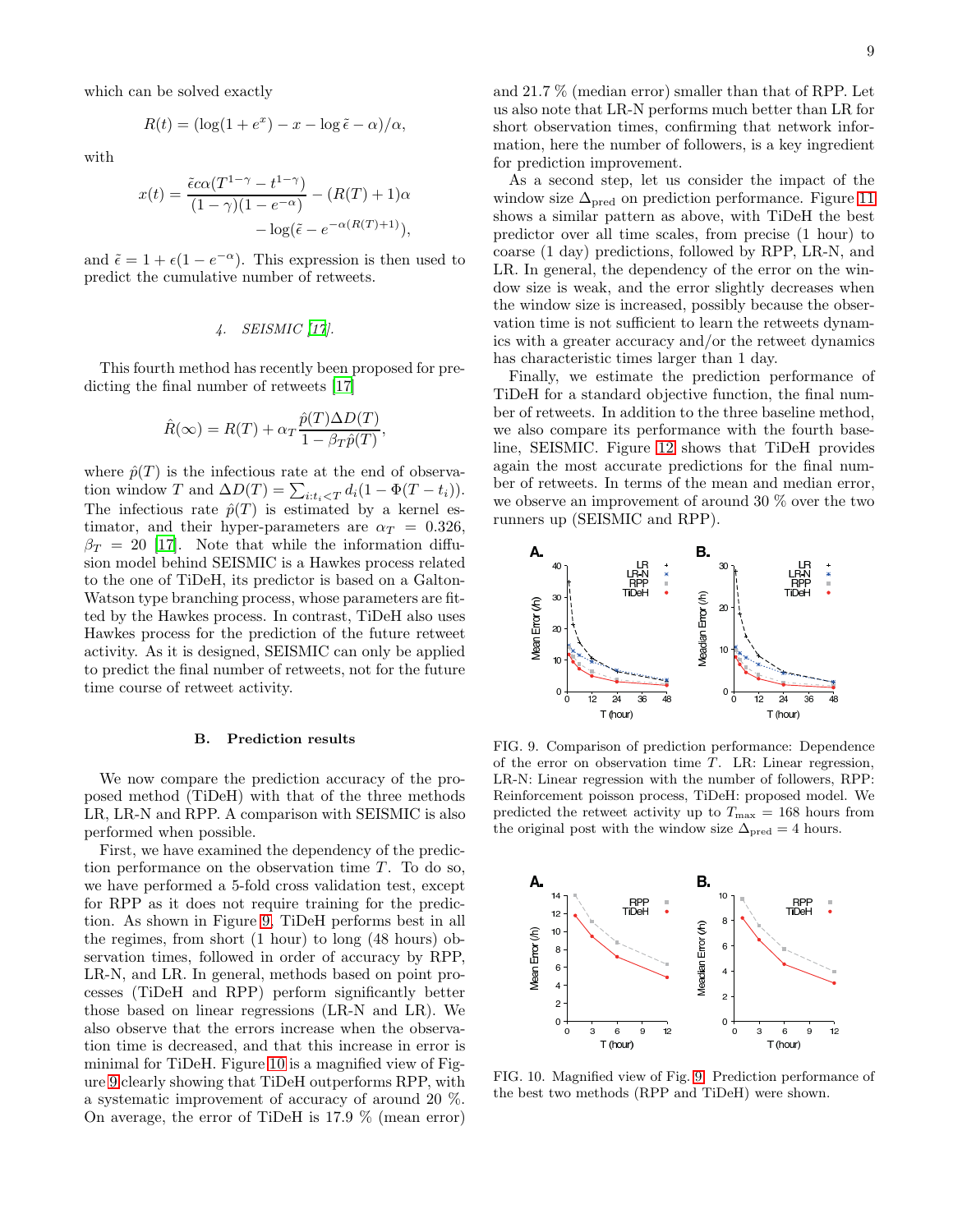which can be solved exactly

$$R(t) = (\log(1+e^{x}) - x - \log\tilde{\epsilon} - \alpha)/\alpha,$$

with

$$x(t) = \frac{\tilde{\epsilon}c\alpha(T^{1-\gamma} - t^{1-\gamma})}{(1-\gamma)(1-e^{-\alpha})} - (R(T)+1)\alpha - \log(\tilde{\epsilon} - e^{-\alpha(R(T)+1)}),$$

and $\tilde{\epsilon} = 1 + \epsilon(1 - e^{-\alpha})$. This expression is then used to predict the cumulative number of retweets.

#### 4. SEISMIC [17].

This fourth method has recently been proposed for predicting the final number of retweets [17]

$$\hat{R}(\infty) = R(T) + \alpha_T \frac{\hat{p}(T)\Delta D(T)}{1 - \beta_T \hat{p}(T)},$$

where $\hat{p}(T)$ is the infectious rate at the end of observation window $T$ and $\Delta D(T) = \sum_{i:t_i<T} d_i(1 - \Phi(T - t_i))$. The infectious rate $\hat{p}(T)$ is estimated by a kernel estimator, and their hyper-parameters are $\alpha_T = 0.326$, $\beta_T = 20$ [17]. Note that while the information diffusion model behind SEISMIC is a Hawkes process related to the one of TiDeH, its predictor is based on a Galton-Watson type branching process, whose parameters are fitted by the Hawkes process. In contrast, TiDeH also uses Hawkes process for the prediction of the future retweet activity. As it is designed, SEISMIC can only be applied to predict the final number of retweets, not for the future time course of retweet activity.

## B. Prediction results

We now compare the prediction accuracy of the proposed method (TiDeH) with that of the three methods LR, LR-N and RPP. A comparison with SEISMIC is also performed when possible.

First, we have examined the dependency of the prediction performance on the observation time $T$. To do so, we have performed a 5-fold cross validation test, except for RPP as it does not require training for the prediction. As shown in Figure 9, TiDeH performs best in all the regimes, from short (1 hour) to long (48 hours) observation times, followed in order of accuracy by RPP, LR-N, and LR. In general, methods based on point processes (TiDeH and RPP) perform significantly better those based on linear regressions (LR-N and LR). We also observe that the errors increase when the observation time is decreased, and that this increase in error is minimal for TiDeH. Figure 10 is a magnified view of Figure 9 clearly showing that TiDeH outperforms RPP, with a systematic improvement of accuracy of around 20 %. On average, the error of TiDeH is 17.9 % (mean error) and 21.7 % (median error) smaller than that of RPP. Let us also note that LR-N performs much better than LR for short observation times, confirming that network information, here the number of followers, is a key ingredient for prediction improvement.

As a second step, let us consider the impact of the window size $\Delta_{\text{pred}}$ on prediction performance. Figure 11 shows a similar pattern as above, with TiDeH the best predictor over all time scales, from precise (1 hour) to coarse (1 day) predictions, followed by RPP, LR-N, and LR. In general, the dependency of the error on the window size is weak, and the error slightly decreases when the window size is increased, possibly because the observation time is not sufficient to learn the retweets dynamics with a greater accuracy and/or the retweet dynamics has characteristic times larger than 1 day.

Finally, we estimate the prediction performance of TiDeH for a standard objective function, the final number of retweets. In addition to the three baseline method, we also compare its performance with the fourth baseline, SEISMIC. Figure 12 shows that TiDeH provides again the most accurate predictions for the final number of retweets. In terms of the mean and median error, we observe an improvement of around 30 % over the two runners up (SEISMIC and RPP).

FIG. 9. Comparison of prediction performance: Dependence of the error on observation time $T$. LR: Linear regression, LR-N: Linear regression with the number of followers, RPP: Reinforcement poisson process, TiDeH: proposed model. We predicted the retweet activity up to $T_{\max} = 168$ hours from the original post with the window size $\Delta_{\text{pred}} = 4$ hours.

FIG. 10. Magnified view of Fig. 9. Prediction performance of the best two methods (RPP and TiDeH) were shown.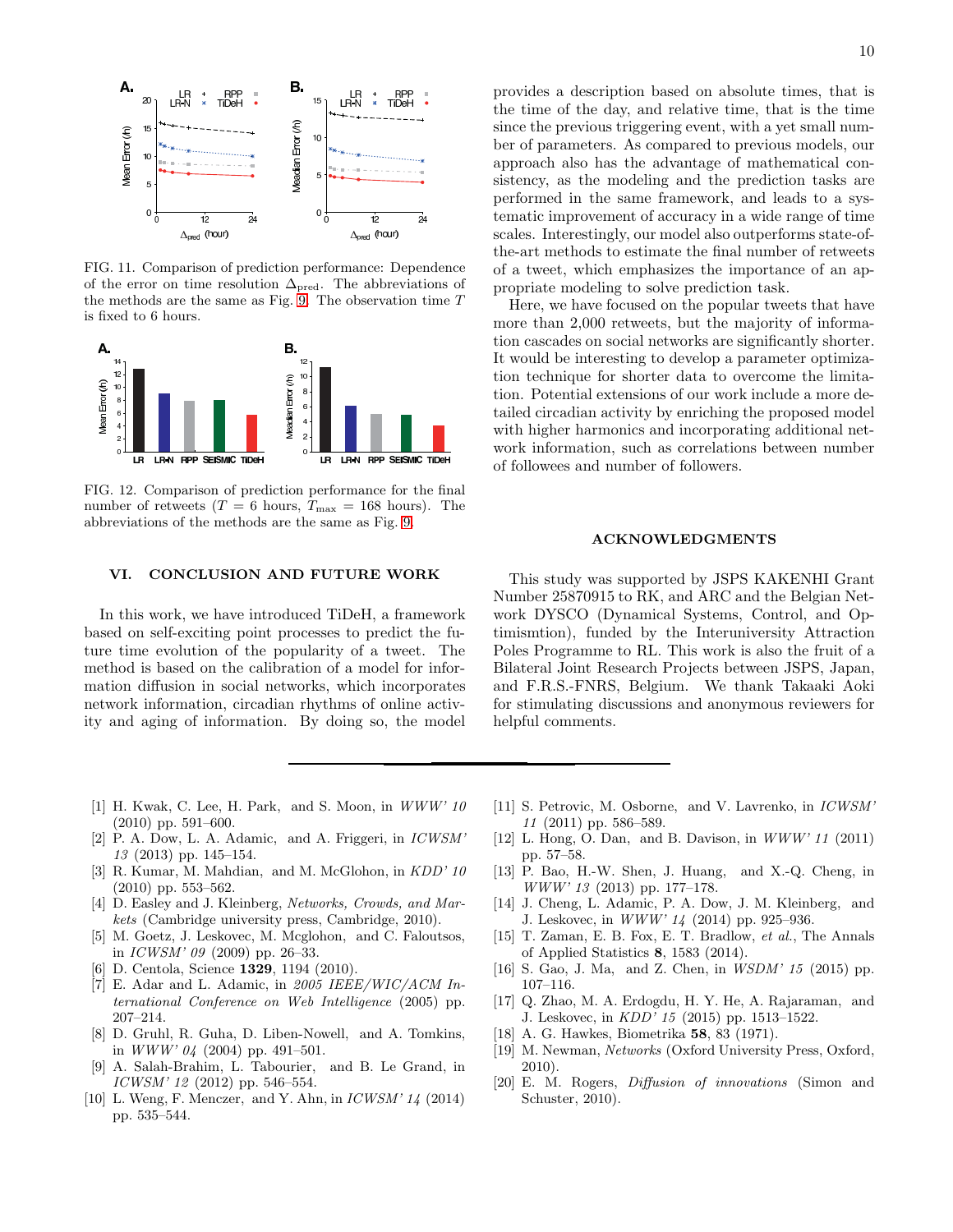FIG. 11. Comparison of prediction performance: Dependence of the error on time resolution $\Delta_{\rm pred}$. The abbreviations of the methods are the same as Fig. 9. The observation time $T$ is fixed to 6 hours.

FIG. 12. Comparison of prediction performance for the final number of retweets ($T = 6$ hours, $T_{\rm max} = 168$ hours). The abbreviations of the methods are the same as Fig. 9.

## VI. CONCLUSION AND FUTURE WORK

In this work, we have introduced TiDeH, a framework based on self-exciting point processes to predict the future time evolution of the popularity of a tweet. The method is based on the calibration of a model for information diffusion in social networks, which incorporates network information, circadian rhythms of online activity and aging of information. By doing so, the model provides a description based on absolute times, that is the time of the day, and relative time, that is the time since the previous triggering event, with a yet small number of parameters. As compared to previous models, our approach also has the advantage of mathematical consistency, as the modeling and the prediction tasks are performed in the same framework, and leads to a systematic improvement of accuracy in a wide range of time scales. Interestingly, our model also outperforms state-of-the-art methods to estimate the final number of retweets of a tweet, which emphasizes the importance of an appropriate modeling to solve prediction task.

Here, we have focused on the popular tweets that have more than 2,000 retweets, but the majority of information cascades on social networks are significantly shorter. It would be interesting to develop a parameter optimization technique for shorter data to overcome the limitation. Potential extensions of our work include a more detailed circadian activity by enriching the proposed model with higher harmonics and incorporating additional network information, such as correlations between number of followees and number of followers.

## ACKNOWLEDGMENTS

This study was supported by JSPS KAKENHI Grant Number 25870915 to RK, and ARC and the Belgian Network DYSCO (Dynamical Systems, Control, and Optimismtion), funded by the Interuniversity Attraction Poles Programme to RL. This work is also the fruit of a Bilateral Joint Research Projects between JSPS, Japan, and F.R.S.-FNRS, Belgium. We thank Takaaki Aoki for stimulating discussions and anonymous reviewers for helpful comments.

---

[1] H. Kwak, C. Lee, H. Park, and S. Moon, in *WWW' 10* (2010) pp. 591–600.
[2] P. A. Dow, L. A. Adamic, and A. Friggeri, in *ICWSM' 13* (2013) pp. 145–154.
[3] R. Kumar, M. Mahdian, and M. McGlohon, in *KDD' 10* (2010) pp. 553–562.
[4] D. Easley and J. Kleinberg, *Networks, Crowds, and Markets* (Cambridge university press, Cambridge, 2010).
[5] M. Goetz, J. Leskovec, M. Mcglohon, and C. Faloutsos, in *ICWSM' 09* (2009) pp. 26–33.
[6] D. Centola, Science **1329**, 1194 (2010).
[7] E. Adar and L. Adamic, in *2005 IEEE/WIC/ACM International Conference on Web Intelligence* (2005) pp. 207–214.
[8] D. Gruhl, R. Guha, D. Liben-Nowell, and A. Tomkins, in *WWW' 04* (2004) pp. 491–501.
[9] A. Salah-Brahim, L. Tabourier, and B. Le Grand, in *ICWSM' 12* (2012) pp. 546–554.
[10] L. Weng, F. Menczer, and Y. Ahn, in *ICWSM' 14* (2014) pp. 535–544.
[11] S. Petrovic, M. Osborne, and V. Lavrenko, in *ICWSM' 11* (2011) pp. 586–589.
[12] L. Hong, O. Dan, and B. Davison, in *WWW' 11* (2011) pp. 57–58.
[13] P. Bao, H.-W. Shen, J. Huang, and X.-Q. Cheng, in *WWW' 13* (2013) pp. 177–178.
[14] J. Cheng, L. Adamic, P. A. Dow, J. M. Kleinberg, and J. Leskovec, in *WWW' 14* (2014) pp. 925–936.
[15] T. Zaman, E. B. Fox, E. T. Bradlow, *et al.*, The Annals of Applied Statistics **8**, 1583 (2014).
[16] S. Gao, J. Ma, and Z. Chen, in *WSDM' 15* (2015) pp. 107–116.
[17] Q. Zhao, M. A. Erdogdu, H. Y. He, A. Rajaraman, and J. Leskovec, in *KDD' 15* (2015) pp. 1513–1522.
[18] A. G. Hawkes, Biometrika **58**, 83 (1971).
[19] M. Newman, *Networks* (Oxford University Press, Oxford, 2010).
[20] E. M. Rogers, *Diffusion of innovations* (Simon and Schuster, 2010).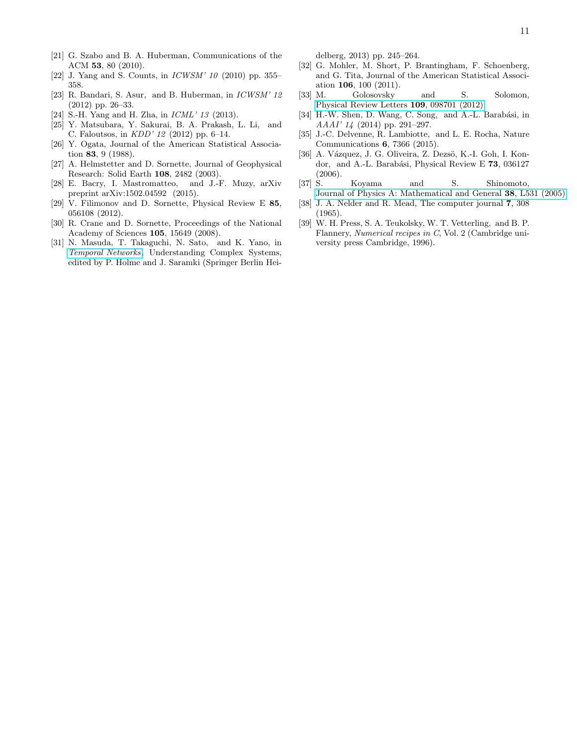[21] G. Szabo and B. A. Huberman, Communications of the ACM **53**, 80 (2010).

[22] J. Yang and S. Counts, in *ICWSM' 10* (2010) pp. 355–358.

[23] R. Bandari, S. Asur, and B. Huberman, in *ICWSM' 12* (2012) pp. 26–33.

[24] S.-H. Yang and H. Zha, in *ICML' 13* (2013).

[25] Y. Matsubara, Y. Sakurai, B. A. Prakash, L. Li, and C. Faloutsos, in *KDD' 12* (2012) pp. 6–14.

[26] Y. Ogata, Journal of the American Statistical Association **83**, 9 (1988).

[27] A. Helmstetter and D. Sornette, Journal of Geophysical Research: Solid Earth **108**, 2482 (2003).

[28] E. Bacry, I. Mastromatteo, and J.-F. Muzy, arXiv preprint arXiv:1502.04592 (2015).

[29] V. Filimonov and D. Sornette, Physical Review E **85**, 056108 (2012).

[30] R. Crane and D. Sornette, Proceedings of the National Academy of Sciences **105**, 15649 (2008).

[31] N. Masuda, T. Takaguchi, N. Sato, and K. Yano, in *Temporal Networks*, Understanding Complex Systems, edited by P. Holme and J. Saramki (Springer Berlin Heidelberg, 2013) pp. 245–264.

[32] G. Mohler, M. Short, P. Brantingham, F. Schoenberg, and G. Tita, Journal of the American Statistical Association **106**, 100 (2011).

[33] M. Golosovsky and S. Solomon, Physical Review Letters **109**, 098701 (2012).

[34] H.-W. Shen, D. Wang, C. Song, and A.-L. Barabási, in *AAAI' 14* (2014) pp. 291–297.

[35] J.-C. Delvenne, R. Lambiotte, and L. E. Rocha, Nature Communications **6**, 7366 (2015).

[36] A. Vázquez, J. G. Oliveira, Z. Dezsö, K.-I. Goh, I. Kondor, and A.-L. Barabási, Physical Review E **73**, 036127 (2006).

[37] S. Koyama and S. Shinomoto, Journal of Physics A: Mathematical and General **38**, L531 (2005).

[38] J. A. Nelder and R. Mead, The computer journal **7**, 308 (1965).

[39] W. H. Press, S. A. Teukolsky, W. T. Vetterling, and B. P. Flannery, *Numerical recipes in C*, Vol. 2 (Cambridge university press Cambridge, 1996).